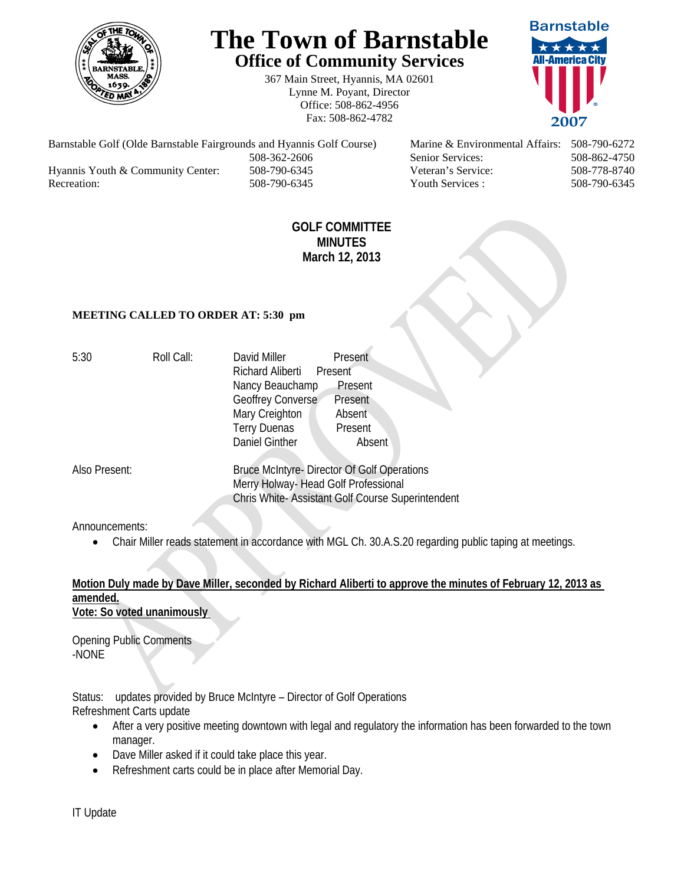# The Town of Barnstable
## Office of Community Services

367 Main Street, Hyannis, MA 02601
Lynne M. Poyant, Director
Office: 508-862-4956
Fax: 508-862-4782

Barnstable All-America City 2007

| | | | |
|---|---|---|---|
| Barnstable Golf (Olde Barnstable Fairgrounds and Hyannis Golf Course) | 508-362-2606 | Marine & Environmental Affairs: | 508-790-6272 |
| | | Senior Services: | 508-862-4750 |
| Hyannis Youth & Community Center: | 508-790-6345 | Veteran's Service: | 508-778-8740 |
| Recreation: | 508-790-6345 | Youth Services : | 508-790-6345 |

**GOLF COMMITTEE**
**MINUTES**
**March 12, 2013**

**MEETING CALLED TO ORDER AT: 5:30 pm**

| | | | |
|---|---|---|---|
| 5:30 | Roll Call: | David Miller | Present |
| | | Richard Aliberti | Present |
| | | Nancy Beauchamp | Present |
| | | Geoffrey Converse | Present |
| | | Mary Creighton | Absent |
| | | Terry Duenas | Present |
| | | Daniel Ginther | Absent |

Also Present:
Bruce McIntyre- Director Of Golf Operations
Merry Holway- Head Golf Professional
Chris White- Assistant Golf Course Superintendent

Announcements:
- Chair Miller reads statement in accordance with MGL Ch. 30.A.S.20 regarding public taping at meetings.

**Motion Duly made by Dave Miller, seconded by Richard Aliberti to approve the minutes of February 12, 2013 as amended.**
**Vote: So voted unanimously**

Opening Public Comments
-NONE

Status: updates provided by Bruce McIntyre – Director of Golf Operations
Refreshment Carts update
- After a very positive meeting downtown with legal and regulatory the information has been forwarded to the town manager.
- Dave Miller asked if it could take place this year.
- Refreshment carts could be in place after Memorial Day.

IT Update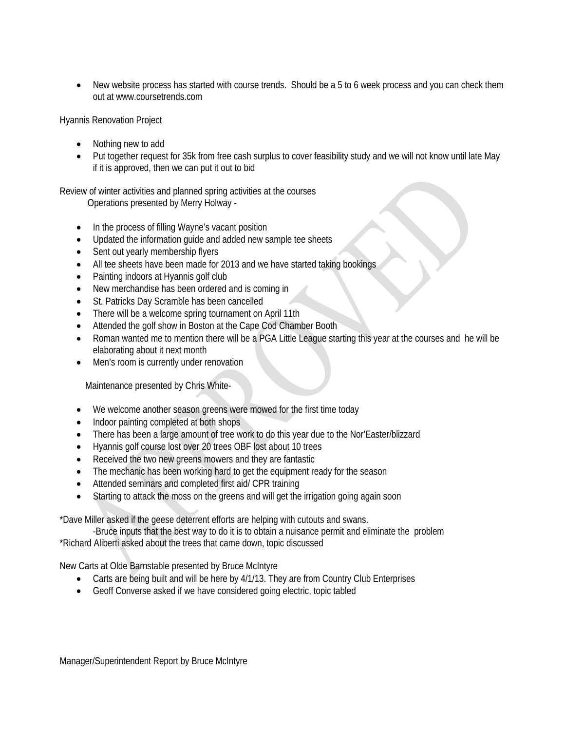- New website process has started with course trends. Should be a 5 to 6 week process and you can check them out at www.coursetrends.com

Hyannis Renovation Project

- Nothing new to add
- Put together request for 35k from free cash surplus to cover feasibility study and we will not know until late May if it is approved, then we can put it out to bid

Review of winter activities and planned spring activities at the courses

Operations presented by Merry Holway -

- In the process of filling Wayne's vacant position
- Updated the information guide and added new sample tee sheets
- Sent out yearly membership flyers
- All tee sheets have been made for 2013 and we have started taking bookings
- Painting indoors at Hyannis golf club
- New merchandise has been ordered and is coming in
- St. Patricks Day Scramble has been cancelled
- There will be a welcome spring tournament on April 11th
- Attended the golf show in Boston at the Cape Cod Chamber Booth
- Roman wanted me to mention there will be a PGA Little League starting this year at the courses and he will be elaborating about it next month
- Men's room is currently under renovation

Maintenance presented by Chris White-

- We welcome another season greens were mowed for the first time today
- Indoor painting completed at both shops
- There has been a large amount of tree work to do this year due to the Nor'Easter/blizzard
- Hyannis golf course lost over 20 trees OBF lost about 10 trees
- Received the two new greens mowers and they are fantastic
- The mechanic has been working hard to get the equipment ready for the season
- Attended seminars and completed first aid/ CPR training
- Starting to attack the moss on the greens and will get the irrigation going again soon

*Dave Miller asked if the geese deterrent efforts are helping with cutouts and swans.

-Bruce inputs that the best way to do it is to obtain a nuisance permit and eliminate the problem

*Richard Aliberti asked about the trees that came down, topic discussed

New Carts at Olde Barnstable presented by Bruce McIntyre

- Carts are being built and will be here by 4/1/13. They are from Country Club Enterprises
- Geoff Converse asked if we have considered going electric, topic tabled

Manager/Superintendent Report by Bruce McIntyre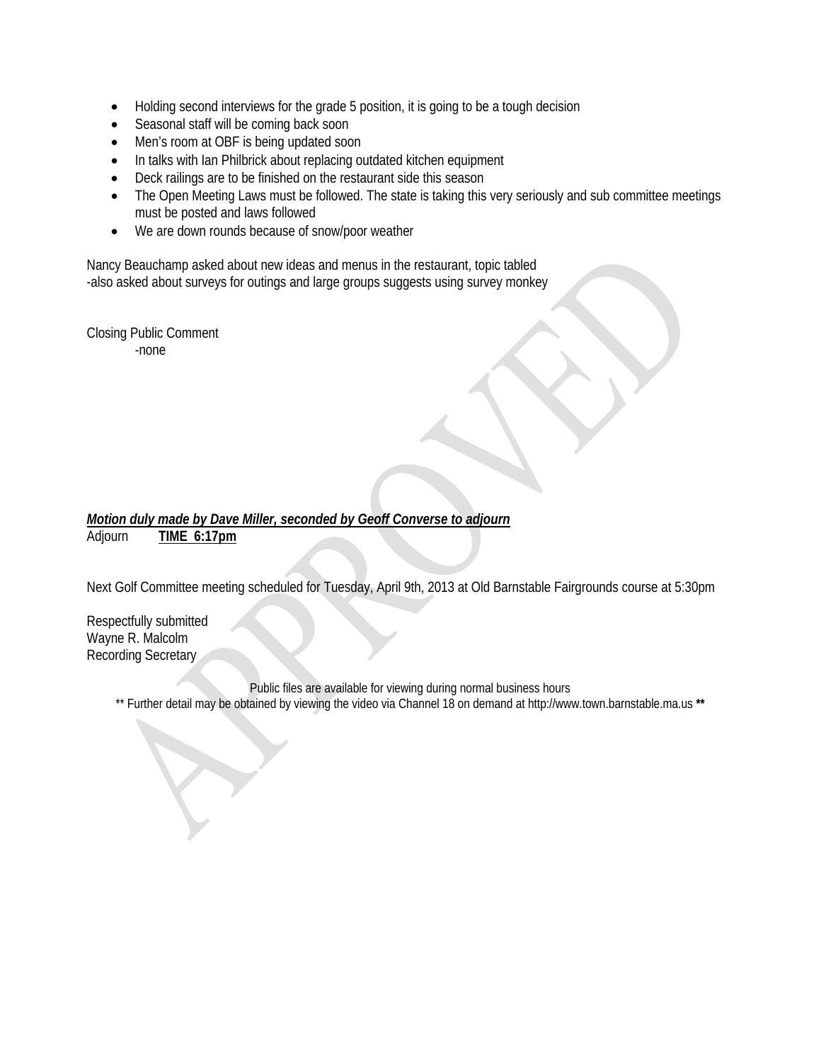- Holding second interviews for the grade 5 position, it is going to be a tough decision
- Seasonal staff will be coming back soon
- Men's room at OBF is being updated soon
- In talks with Ian Philbrick about replacing outdated kitchen equipment
- Deck railings are to be finished on the restaurant side this season
- The Open Meeting Laws must be followed. The state is taking this very seriously and sub committee meetings must be posted and laws followed
- We are down rounds because of snow/poor weather

Nancy Beauchamp asked about new ideas and menus in the restaurant, topic tabled
-also asked about surveys for outings and large groups suggests using survey monkey

Closing Public Comment
-none

***Motion duly made by Dave Miller, seconded by Geoff Converse to adjourn***
Adjourn **TIME 6:17pm**

Next Golf Committee meeting scheduled for Tuesday, April 9th, 2013 at Old Barnstable Fairgrounds course at 5:30pm

Respectfully submitted
Wayne R. Malcolm
Recording Secretary

Public files are available for viewing during normal business hours
** Further detail may be obtained by viewing the video via Channel 18 on demand at http://www.town.barnstable.ma.us **